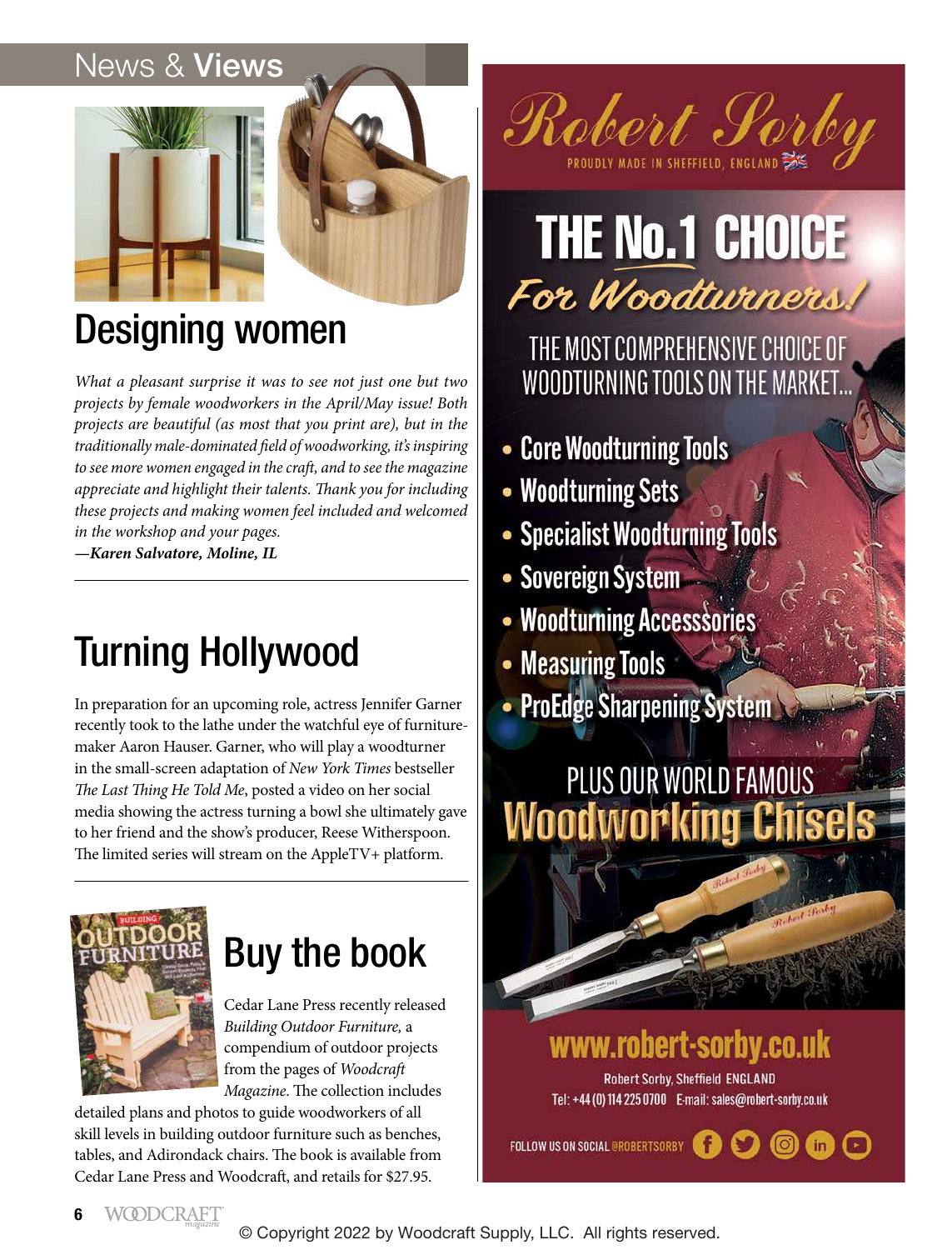## News & Views

# Designing women

*What a pleasant surprise it was to see not just one but two projects by female woodworkers in the April/May issue! Both projects are beautiful (as most that you print are), but in the traditionally male-dominated field of woodworking, it's inspiring to see more women engaged in the craft, and to see the magazine appreciate and highlight their talents. Thank you for including these projects and making women feel included and welcomed in the workshop and your pages.*

***—Karen Salvatore, Moline, IL***

# Turning Hollywood

In preparation for an upcoming role, actress Jennifer Garner recently took to the lathe under the watchful eye of furniture-maker Aaron Hauser. Garner, who will play a woodturner in the small-screen adaptation of *New York Times* bestseller *The Last Thing He Told Me*, posted a video on her social media showing the actress turning a bowl she ultimately gave to her friend and the show's producer, Reese Witherspoon. The limited series will stream on the AppleTV+ platform.

# Buy the book

Cedar Lane Press recently released *Building Outdoor Furniture,* a compendium of outdoor projects from the pages of *Woodcraft Magazine*. The collection includes detailed plans and photos to guide woodworkers of all skill levels in building outdoor furniture such as benches, tables, and Adirondack chairs. The book is available from Cedar Lane Press and Woodcraft, and retails for $27.95.

---

**Robert Sorby**

PROUDLY MADE IN SHEFFIELD, ENGLAND

# THE No.1 CHOICE *For Woodturners!*

THE MOST COMPREHENSIVE CHOICE OF WOODTURNING TOOLS ON THE MARKET...

- Core Woodturning Tools
- Woodturning Sets
- Specialist Woodturning Tools
- Sovereign System
- Woodturning Accesssories
- Measuring Tools
- ProEdge Sharpening System

PLUS OUR WORLD FAMOUS **Woodworking Chisels**

**www.robert-sorby.co.uk**

Robert Sorby, Sheffield ENGLAND

Tel: +44 (0) 114 225 0700 E-mail: sales@robert-sorby.co.uk

FOLLOW US ON SOCIAL @ROBERTSORBY

© Copyright 2022 by Woodcraft Supply, LLC. All rights reserved.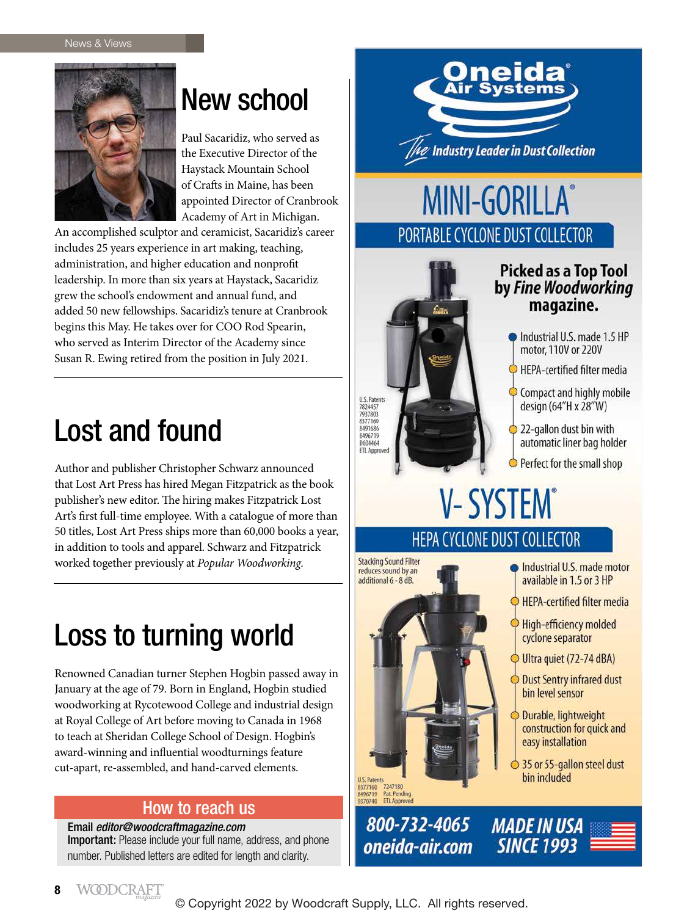# New school

Paul Sacaridiz, who served as the Executive Director of the Haystack Mountain School of Crafts in Maine, has been appointed Director of Cranbrook Academy of Art in Michigan. An accomplished sculptor and ceramicist, Sacaridiz's career includes 25 years experience in art making, teaching, administration, and higher education and nonprofit leadership. In more than six years at Haystack, Sacaridiz grew the school's endowment and annual fund, and added 50 new fellowships. Sacaridiz's tenure at Cranbrook begins this May. He takes over for COO Rod Spearin, who served as Interim Director of the Academy since Susan R. Ewing retired from the position in July 2021.

# Lost and found

Author and publisher Christopher Schwarz announced that Lost Art Press has hired Megan Fitzpatrick as the book publisher's new editor. The hiring makes Fitzpatrick Lost Art's first full-time employee. With a catalogue of more than 50 titles, Lost Art Press ships more than 60,000 books a year, in addition to tools and apparel. Schwarz and Fitzpatrick worked together previously at *Popular Woodworking*.

# Loss to turning world

Renowned Canadian turner Stephen Hogbin passed away in January at the age of 79. Born in England, Hogbin studied woodworking at Rycotewood College and industrial design at Royal College of Art before moving to Canada in 1968 to teach at Sheridan College School of Design. Hogbin's award-winning and influential woodturnings feature cut-apart, re-assembled, and hand-carved elements.

## How to reach us

Email *editor@woodcraftmagazine.com*
**Important:** Please include your full name, address, and phone number. Published letters are edited for length and clarity.

---

**Oneida Air Systems** — *The* Industry Leader in Dust Collection

## MINI-GORILLA®
### PORTABLE CYCLONE DUST COLLECTOR

**Picked as a Top Tool by *Fine Woodworking* magazine.**

- Industrial U.S. made 1.5 HP motor, 110V or 220V
- HEPA-certified filter media
- Compact and highly mobile design (64"H x 28"W)
- 22-gallon dust bin with automatic liner bag holder
- Perfect for the small shop

U.S. Patents 7824457 7937803 8377160 8491686 8496719 D604464 ETL Approved

## V-SYSTEM®
### HEPA CYCLONE DUST COLLECTOR

Stacking Sound Filter reduces sound by an additional 6 - 8 dB.

- Industrial U.S. made motor available in 1.5 or 3 HP
- HEPA-certified filter media
- High-efficiency molded cyclone separator
- Ultra quiet (72-74 dBA)
- Dust Sentry infrared dust bin level sensor
- Durable, lightweight construction for quick and easy installation
- 35 or 55-gallon steel dust bin included

U.S. Patents 8377160 7247180 8496719 Pat. Pending 9370740 ETL Approved

**800-732-4065**
**oneida-air.com**
**MADE IN USA SINCE 1993**

© Copyright 2022 by Woodcraft Supply, LLC. All rights reserved.